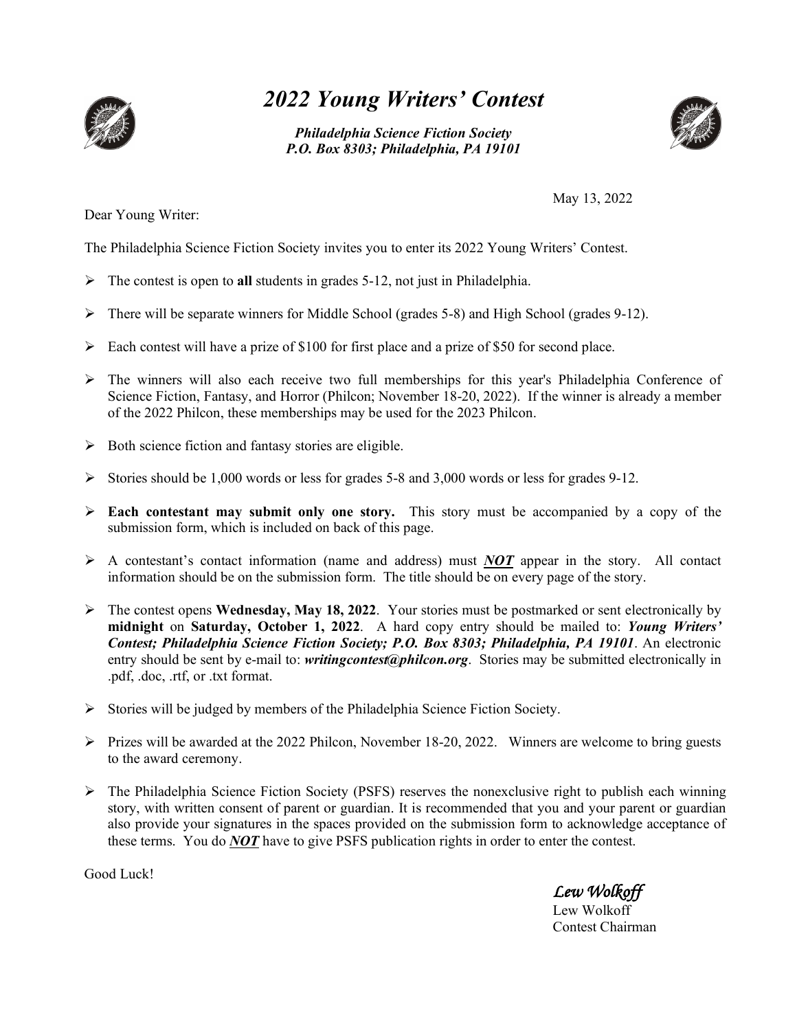# *2022 Young Writers' Contest*

***Philadelphia Science Fiction Society***
***P.O. Box 8303; Philadelphia, PA 19101***

May 13, 2022

Dear Young Writer:

The Philadelphia Science Fiction Society invites you to enter its 2022 Young Writers' Contest.

- The contest is open to **all** students in grades 5-12, not just in Philadelphia.
- There will be separate winners for Middle School (grades 5-8) and High School (grades 9-12).
- Each contest will have a prize of $100 for first place and a prize of $50 for second place.
- The winners will also each receive two full memberships for this year's Philadelphia Conference of Science Fiction, Fantasy, and Horror (Philcon; November 18-20, 2022). If the winner is already a member of the 2022 Philcon, these memberships may be used for the 2023 Philcon.
- Both science fiction and fantasy stories are eligible.
- Stories should be 1,000 words or less for grades 5-8 and 3,000 words or less for grades 9-12.
- **Each contestant may submit only one story.** This story must be accompanied by a copy of the submission form, which is included on back of this page.
- A contestant's contact information (name and address) must ***NOT*** appear in the story. All contact information should be on the submission form. The title should be on every page of the story.
- The contest opens **Wednesday, May 18, 2022**. Your stories must be postmarked or sent electronically by **midnight** on **Saturday, October 1, 2022**. A hard copy entry should be mailed to: ***Young Writers' Contest; Philadelphia Science Fiction Society; P.O. Box 8303; Philadelphia, PA 19101***. An electronic entry should be sent by e-mail to: ***writingcontest@philcon.org***. Stories may be submitted electronically in .pdf, .doc, .rtf, or .txt format.
- Stories will be judged by members of the Philadelphia Science Fiction Society.
- Prizes will be awarded at the 2022 Philcon, November 18-20, 2022. Winners are welcome to bring guests to the award ceremony.
- The Philadelphia Science Fiction Society (PSFS) reserves the nonexclusive right to publish each winning story, with written consent of parent or guardian. It is recommended that you and your parent or guardian also provide your signatures in the spaces provided on the submission form to acknowledge acceptance of these terms. You do ***NOT*** have to give PSFS publication rights in order to enter the contest.

Good Luck!

*Lew Wolkoff*
Lew Wolkoff
Contest Chairman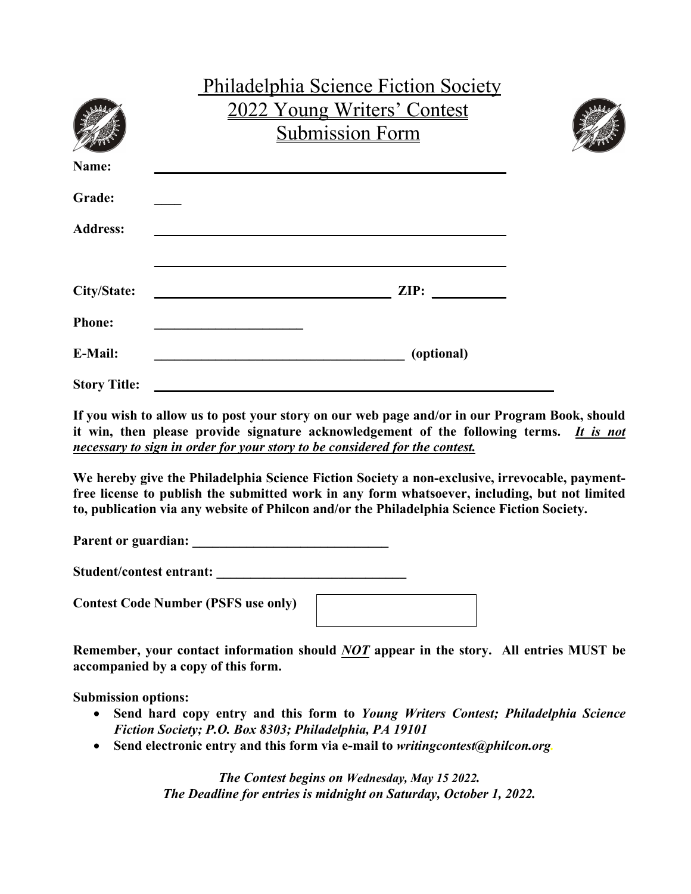# Philadelphia Science Fiction Society
# 2022 Young Writers' Contest
# Submission Form

**Name:** ______________________________________________

**Grade:** ____

**Address:** ______________________________________________

______________________________________________

**City/State:** ______________________________ **ZIP:** __________

**Phone:** ______________________

**E-Mail:** ______________________________________ **(optional)**

**Story Title:** ______________________________________________________

**If you wish to allow us to post your story on our web page and/or in our Program Book, should it win, then please provide signature acknowledgement of the following terms. *It is not necessary to sign in order for your story to be considered for the contest.***

**We hereby give the Philadelphia Science Fiction Society a non-exclusive, irrevocable, payment-free license to publish the submitted work in any form whatsoever, including, but not limited to, publication via any website of Philcon and/or the Philadelphia Science Fiction Society.**

**Parent or guardian:** ______________________________

**Student/contest entrant:** _____________________________

**Contest Code Number (PSFS use only)** [ ]

**Remember, your contact information should *NOT* appear in the story. All entries MUST be accompanied by a copy of this form.**

**Submission options:**

- **Send hard copy entry and this form to *Young Writers Contest; Philadelphia Science Fiction Society; P.O. Box 8303; Philadelphia, PA 19101***
- **Send electronic entry and this form via e-mail to *writingcontest@philcon.org*.**

***The Contest begins on Wednesday, May 15 2022.***
***The Deadline for entries is midnight on Saturday, October 1, 2022.***